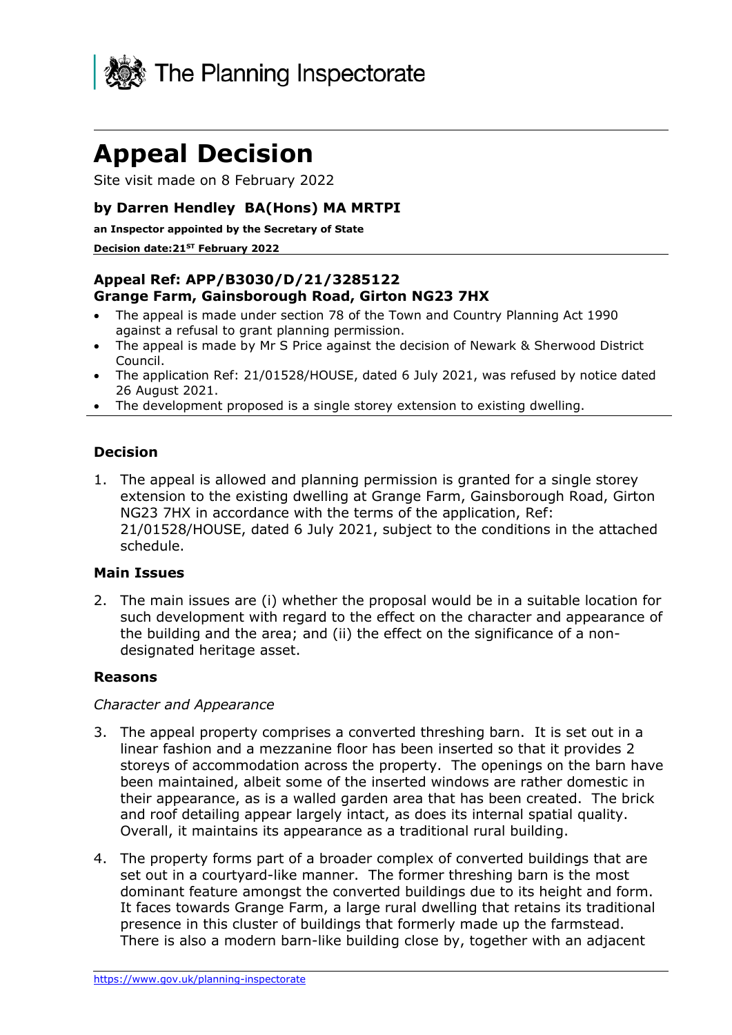The Planning Inspectorate

# Appeal Decision

Site visit made on 8 February 2022

**by Darren Hendley BA(Hons) MA MRTPI**

**an Inspector appointed by the Secretary of State**

**Decision date:21ST February 2022**

---

**Appeal Ref: APP/B3030/D/21/3285122**
**Grange Farm, Gainsborough Road, Girton NG23 7HX**

- The appeal is made under section 78 of the Town and Country Planning Act 1990 against a refusal to grant planning permission.
- The appeal is made by Mr S Price against the decision of Newark & Sherwood District Council.
- The application Ref: 21/01528/HOUSE, dated 6 July 2021, was refused by notice dated 26 August 2021.
- The development proposed is a single storey extension to existing dwelling.

---

### Decision

1. The appeal is allowed and planning permission is granted for a single storey extension to the existing dwelling at Grange Farm, Gainsborough Road, Girton NG23 7HX in accordance with the terms of the application, Ref: 21/01528/HOUSE, dated 6 July 2021, subject to the conditions in the attached schedule.

### Main Issues

2. The main issues are (i) whether the proposal would be in a suitable location for such development with regard to the effect on the character and appearance of the building and the area; and (ii) the effect on the significance of a non-designated heritage asset.

### Reasons

*Character and Appearance*

3. The appeal property comprises a converted threshing barn. It is set out in a linear fashion and a mezzanine floor has been inserted so that it provides 2 storeys of accommodation across the property. The openings on the barn have been maintained, albeit some of the inserted windows are rather domestic in their appearance, as is a walled garden area that has been created. The brick and roof detailing appear largely intact, as does its internal spatial quality. Overall, it maintains its appearance as a traditional rural building.

4. The property forms part of a broader complex of converted buildings that are set out in a courtyard-like manner. The former threshing barn is the most dominant feature amongst the converted buildings due to its height and form. It faces towards Grange Farm, a large rural dwelling that retains its traditional presence in this cluster of buildings that formerly made up the farmstead. There is also a modern barn-like building close by, together with an adjacent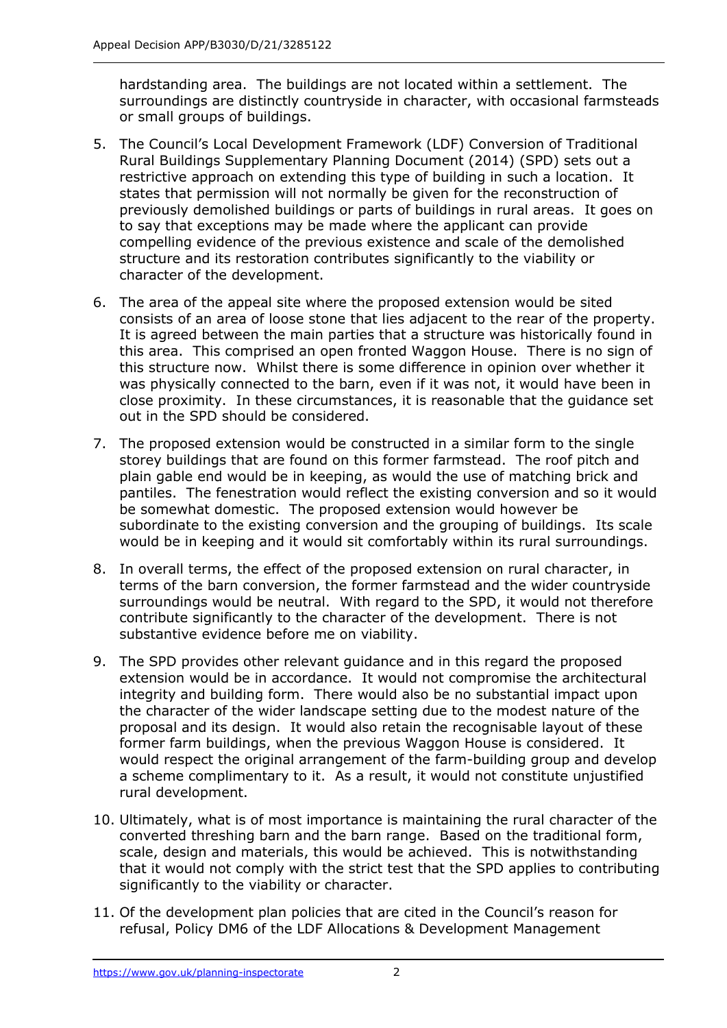hardstanding area. The buildings are not located within a settlement. The surroundings are distinctly countryside in character, with occasional farmsteads or small groups of buildings.

5. The Council's Local Development Framework (LDF) Conversion of Traditional Rural Buildings Supplementary Planning Document (2014) (SPD) sets out a restrictive approach on extending this type of building in such a location. It states that permission will not normally be given for the reconstruction of previously demolished buildings or parts of buildings in rural areas. It goes on to say that exceptions may be made where the applicant can provide compelling evidence of the previous existence and scale of the demolished structure and its restoration contributes significantly to the viability or character of the development.

6. The area of the appeal site where the proposed extension would be sited consists of an area of loose stone that lies adjacent to the rear of the property. It is agreed between the main parties that a structure was historically found in this area. This comprised an open fronted Waggon House. There is no sign of this structure now. Whilst there is some difference in opinion over whether it was physically connected to the barn, even if it was not, it would have been in close proximity. In these circumstances, it is reasonable that the guidance set out in the SPD should be considered.

7. The proposed extension would be constructed in a similar form to the single storey buildings that are found on this former farmstead. The roof pitch and plain gable end would be in keeping, as would the use of matching brick and pantiles. The fenestration would reflect the existing conversion and so it would be somewhat domestic. The proposed extension would however be subordinate to the existing conversion and the grouping of buildings. Its scale would be in keeping and it would sit comfortably within its rural surroundings.

8. In overall terms, the effect of the proposed extension on rural character, in terms of the barn conversion, the former farmstead and the wider countryside surroundings would be neutral. With regard to the SPD, it would not therefore contribute significantly to the character of the development. There is not substantive evidence before me on viability.

9. The SPD provides other relevant guidance and in this regard the proposed extension would be in accordance. It would not compromise the architectural integrity and building form. There would also be no substantial impact upon the character of the wider landscape setting due to the modest nature of the proposal and its design. It would also retain the recognisable layout of these former farm buildings, when the previous Waggon House is considered. It would respect the original arrangement of the farm-building group and develop a scheme complimentary to it. As a result, it would not constitute unjustified rural development.

10. Ultimately, what is of most importance is maintaining the rural character of the converted threshing barn and the barn range. Based on the traditional form, scale, design and materials, this would be achieved. This is notwithstanding that it would not comply with the strict test that the SPD applies to contributing significantly to the viability or character.

11. Of the development plan policies that are cited in the Council's reason for refusal, Policy DM6 of the LDF Allocations & Development Management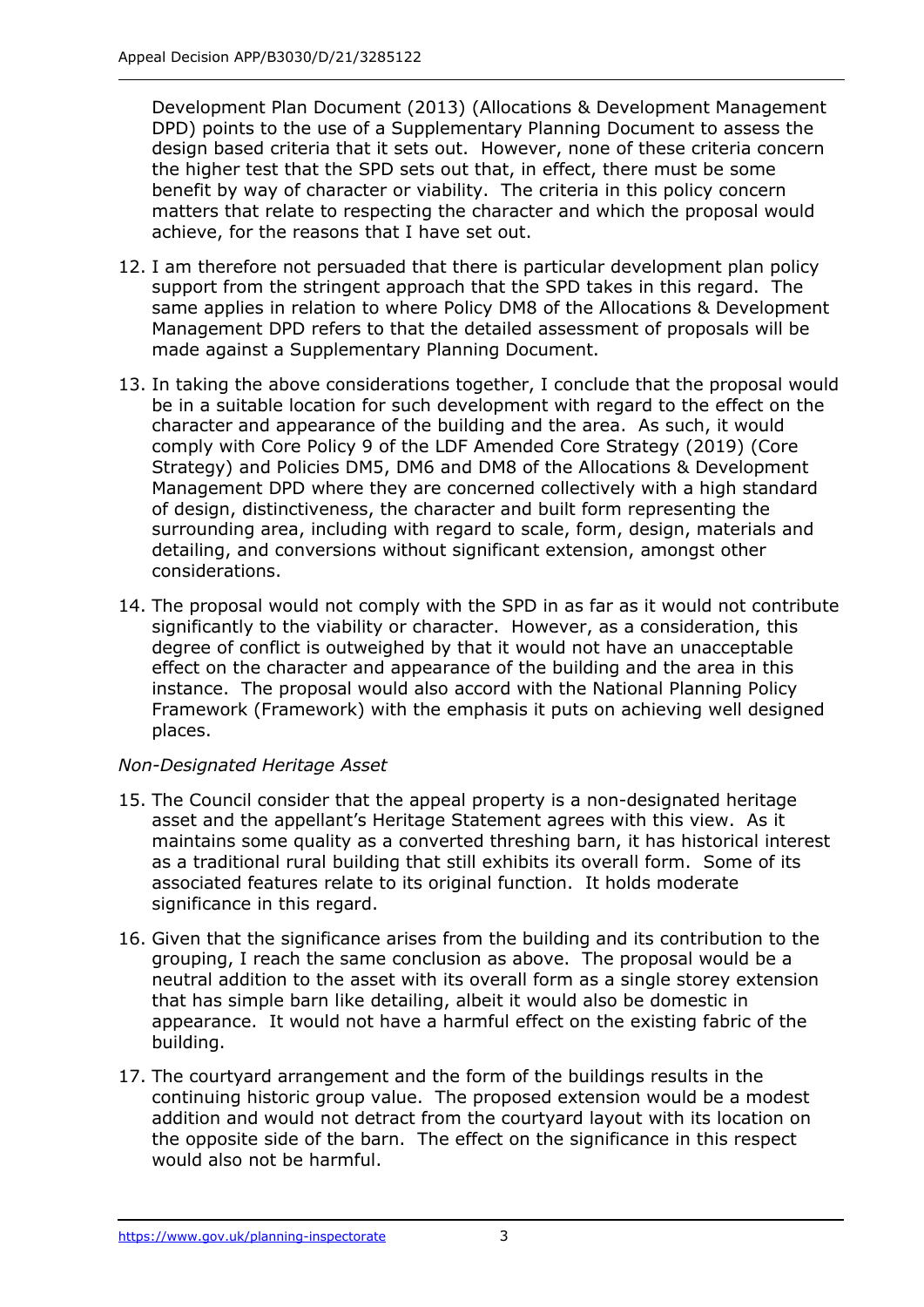Development Plan Document (2013) (Allocations & Development Management DPD) points to the use of a Supplementary Planning Document to assess the design based criteria that it sets out. However, none of these criteria concern the higher test that the SPD sets out that, in effect, there must be some benefit by way of character or viability. The criteria in this policy concern matters that relate to respecting the character and which the proposal would achieve, for the reasons that I have set out.

12. I am therefore not persuaded that there is particular development plan policy support from the stringent approach that the SPD takes in this regard. The same applies in relation to where Policy DM8 of the Allocations & Development Management DPD refers to that the detailed assessment of proposals will be made against a Supplementary Planning Document.

13. In taking the above considerations together, I conclude that the proposal would be in a suitable location for such development with regard to the effect on the character and appearance of the building and the area. As such, it would comply with Core Policy 9 of the LDF Amended Core Strategy (2019) (Core Strategy) and Policies DM5, DM6 and DM8 of the Allocations & Development Management DPD where they are concerned collectively with a high standard of design, distinctiveness, the character and built form representing the surrounding area, including with regard to scale, form, design, materials and detailing, and conversions without significant extension, amongst other considerations.

14. The proposal would not comply with the SPD in as far as it would not contribute significantly to the viability or character. However, as a consideration, this degree of conflict is outweighed by that it would not have an unacceptable effect on the character and appearance of the building and the area in this instance. The proposal would also accord with the National Planning Policy Framework (Framework) with the emphasis it puts on achieving well designed places.

*Non-Designated Heritage Asset*

15. The Council consider that the appeal property is a non-designated heritage asset and the appellant's Heritage Statement agrees with this view. As it maintains some quality as a converted threshing barn, it has historical interest as a traditional rural building that still exhibits its overall form. Some of its associated features relate to its original function. It holds moderate significance in this regard.

16. Given that the significance arises from the building and its contribution to the grouping, I reach the same conclusion as above. The proposal would be a neutral addition to the asset with its overall form as a single storey extension that has simple barn like detailing, albeit it would also be domestic in appearance. It would not have a harmful effect on the existing fabric of the building.

17. The courtyard arrangement and the form of the buildings results in the continuing historic group value. The proposed extension would be a modest addition and would not detract from the courtyard layout with its location on the opposite side of the barn. The effect on the significance in this respect would also not be harmful.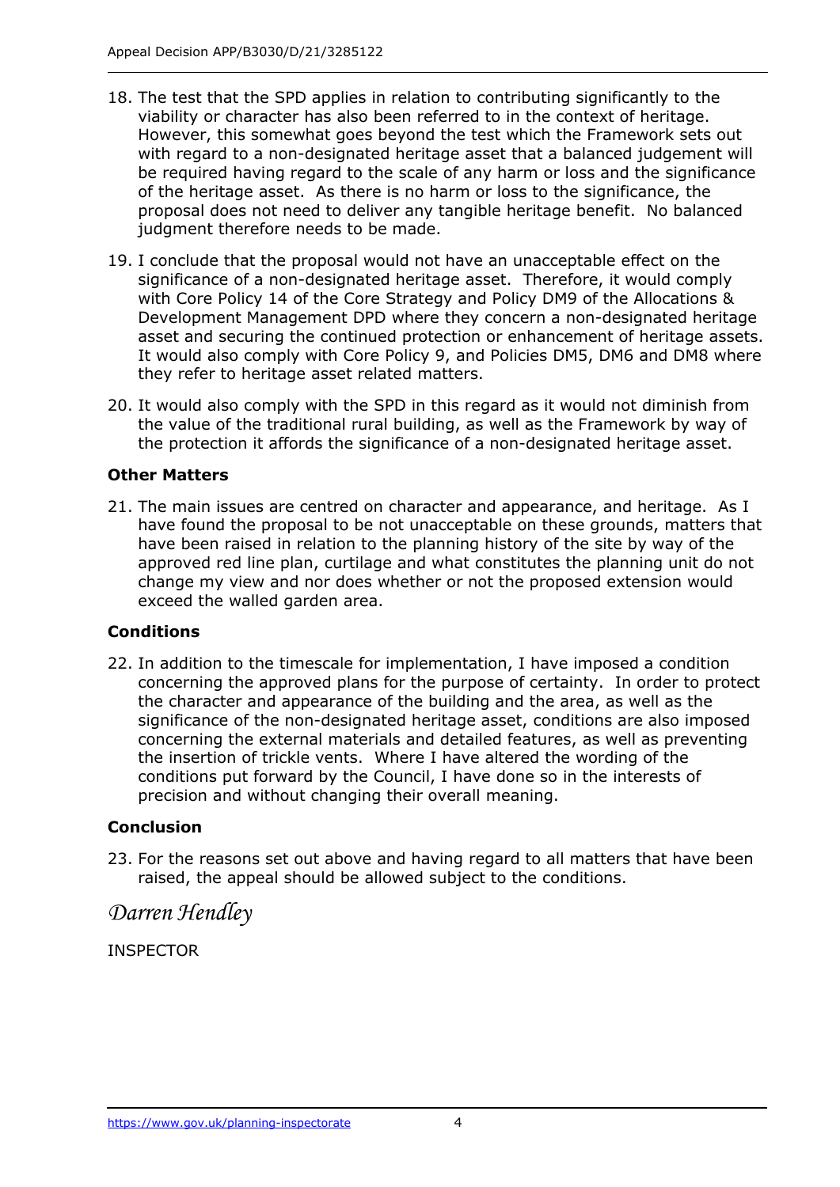18. The test that the SPD applies in relation to contributing significantly to the viability or character has also been referred to in the context of heritage. However, this somewhat goes beyond the test which the Framework sets out with regard to a non-designated heritage asset that a balanced judgement will be required having regard to the scale of any harm or loss and the significance of the heritage asset. As there is no harm or loss to the significance, the proposal does not need to deliver any tangible heritage benefit. No balanced judgment therefore needs to be made.

19. I conclude that the proposal would not have an unacceptable effect on the significance of a non-designated heritage asset. Therefore, it would comply with Core Policy 14 of the Core Strategy and Policy DM9 of the Allocations & Development Management DPD where they concern a non-designated heritage asset and securing the continued protection or enhancement of heritage assets. It would also comply with Core Policy 9, and Policies DM5, DM6 and DM8 where they refer to heritage asset related matters.

20. It would also comply with the SPD in this regard as it would not diminish from the value of the traditional rural building, as well as the Framework by way of the protection it affords the significance of a non-designated heritage asset.

### Other Matters

21. The main issues are centred on character and appearance, and heritage. As I have found the proposal to be not unacceptable on these grounds, matters that have been raised in relation to the planning history of the site by way of the approved red line plan, curtilage and what constitutes the planning unit do not change my view and nor does whether or not the proposed extension would exceed the walled garden area.

### Conditions

22. In addition to the timescale for implementation, I have imposed a condition concerning the approved plans for the purpose of certainty. In order to protect the character and appearance of the building and the area, as well as the significance of the non-designated heritage asset, conditions are also imposed concerning the external materials and detailed features, as well as preventing the insertion of trickle vents. Where I have altered the wording of the conditions put forward by the Council, I have done so in the interests of precision and without changing their overall meaning.

### Conclusion

23. For the reasons set out above and having regard to all matters that have been raised, the appeal should be allowed subject to the conditions.

*Darren Hendley*

INSPECTOR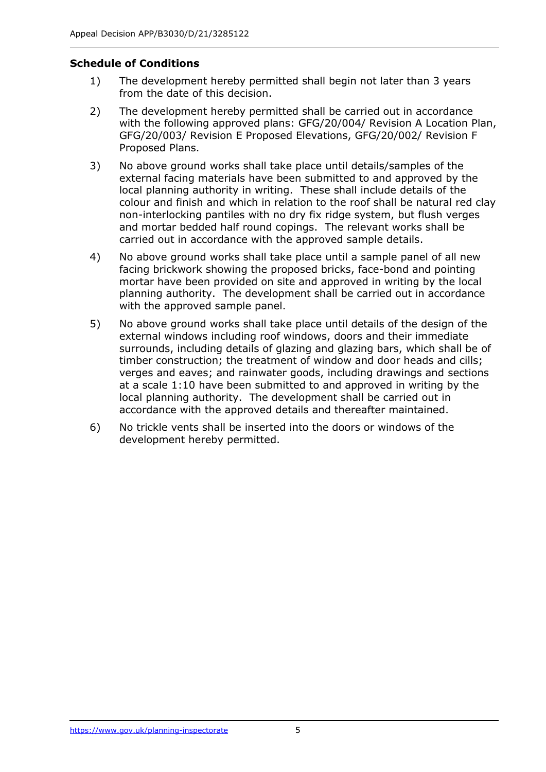**Schedule of Conditions**

1) The development hereby permitted shall begin not later than 3 years from the date of this decision.

2) The development hereby permitted shall be carried out in accordance with the following approved plans: GFG/20/004/ Revision A Location Plan, GFG/20/003/ Revision E Proposed Elevations, GFG/20/002/ Revision F Proposed Plans.

3) No above ground works shall take place until details/samples of the external facing materials have been submitted to and approved by the local planning authority in writing. These shall include details of the colour and finish and which in relation to the roof shall be natural red clay non-interlocking pantiles with no dry fix ridge system, but flush verges and mortar bedded half round copings. The relevant works shall be carried out in accordance with the approved sample details.

4) No above ground works shall take place until a sample panel of all new facing brickwork showing the proposed bricks, face-bond and pointing mortar have been provided on site and approved in writing by the local planning authority. The development shall be carried out in accordance with the approved sample panel.

5) No above ground works shall take place until details of the design of the external windows including roof windows, doors and their immediate surrounds, including details of glazing and glazing bars, which shall be of timber construction; the treatment of window and door heads and cills; verges and eaves; and rainwater goods, including drawings and sections at a scale 1:10 have been submitted to and approved in writing by the local planning authority. The development shall be carried out in accordance with the approved details and thereafter maintained.

6) No trickle vents shall be inserted into the doors or windows of the development hereby permitted.